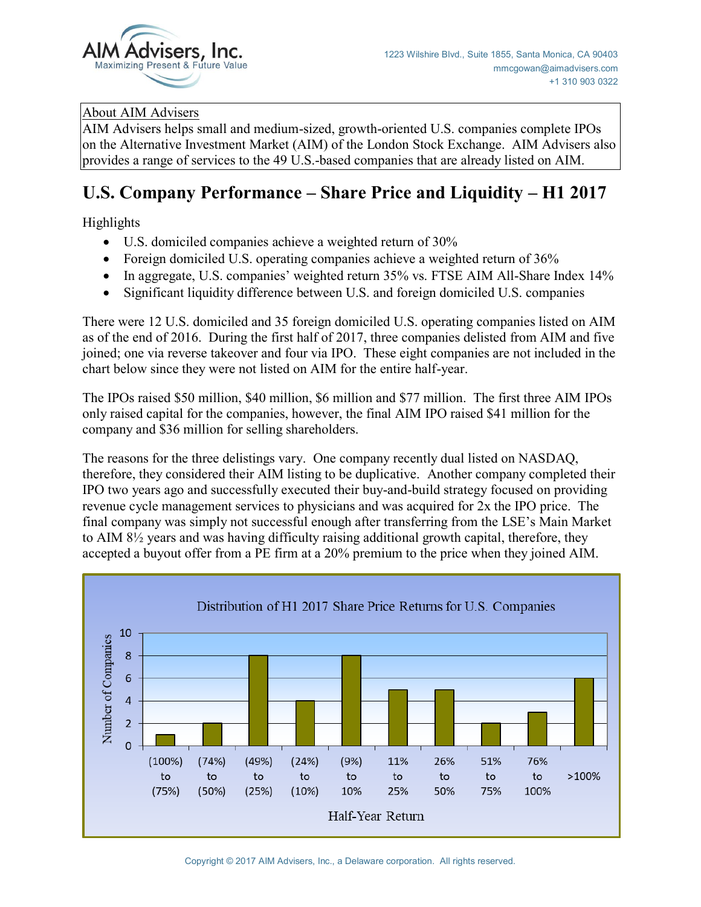AIM Advisers, Inc.
Maximizing Present & Future Value

1223 Wilshire Blvd., Suite 1855, Santa Monica, CA 90403
mmcgowan@aimadvisers.com
+1 310 903 0322

About AIM Advisers
AIM Advisers helps small and medium-sized, growth-oriented U.S. companies complete IPOs on the Alternative Investment Market (AIM) of the London Stock Exchange. AIM Advisers also provides a range of services to the 49 U.S.-based companies that are already listed on AIM.

# U.S. Company Performance – Share Price and Liquidity – H1 2017

Highlights

- U.S. domiciled companies achieve a weighted return of 30%
- Foreign domiciled U.S. operating companies achieve a weighted return of 36%
- In aggregate, U.S. companies' weighted return 35% vs. FTSE AIM All-Share Index 14%
- Significant liquidity difference between U.S. and foreign domiciled U.S. companies

There were 12 U.S. domiciled and 35 foreign domiciled U.S. operating companies listed on AIM as of the end of 2016. During the first half of 2017, three companies delisted from AIM and five joined; one via reverse takeover and four via IPO. These eight companies are not included in the chart below since they were not listed on AIM for the entire half-year.

The IPOs raised $50 million, $40 million, $6 million and $77 million. The first three AIM IPOs only raised capital for the companies, however, the final AIM IPO raised $41 million for the company and $36 million for selling shareholders.

The reasons for the three delistings vary. One company recently dual listed on NASDAQ, therefore, they considered their AIM listing to be duplicative. Another company completed their IPO two years ago and successfully executed their buy-and-build strategy focused on providing revenue cycle management services to physicians and was acquired for 2x the IPO price. The final company was simply not successful enough after transferring from the LSE's Main Market to AIM 8½ years and was having difficulty raising additional growth capital, therefore, they accepted a buyout offer from a PE firm at a 20% premium to the price when they joined AIM.

Distribution of H1 2017 Share Price Returns for U.S. Companies

| Half-Year Return | Number of Companies |
|---|---|
| (100%) to (75%) | 1 |
| (74%) to (50%) | 2 |
| (49%) to (25%) | 8 |
| (24%) to (10%) | 4 |
| (9%) to 10% | 8 |
| 11% to 25% | 5 |
| 26% to 50% | 5 |
| 51% to 75% | 2 |
| 76% to 100% | 3 |
| >100% | 6 |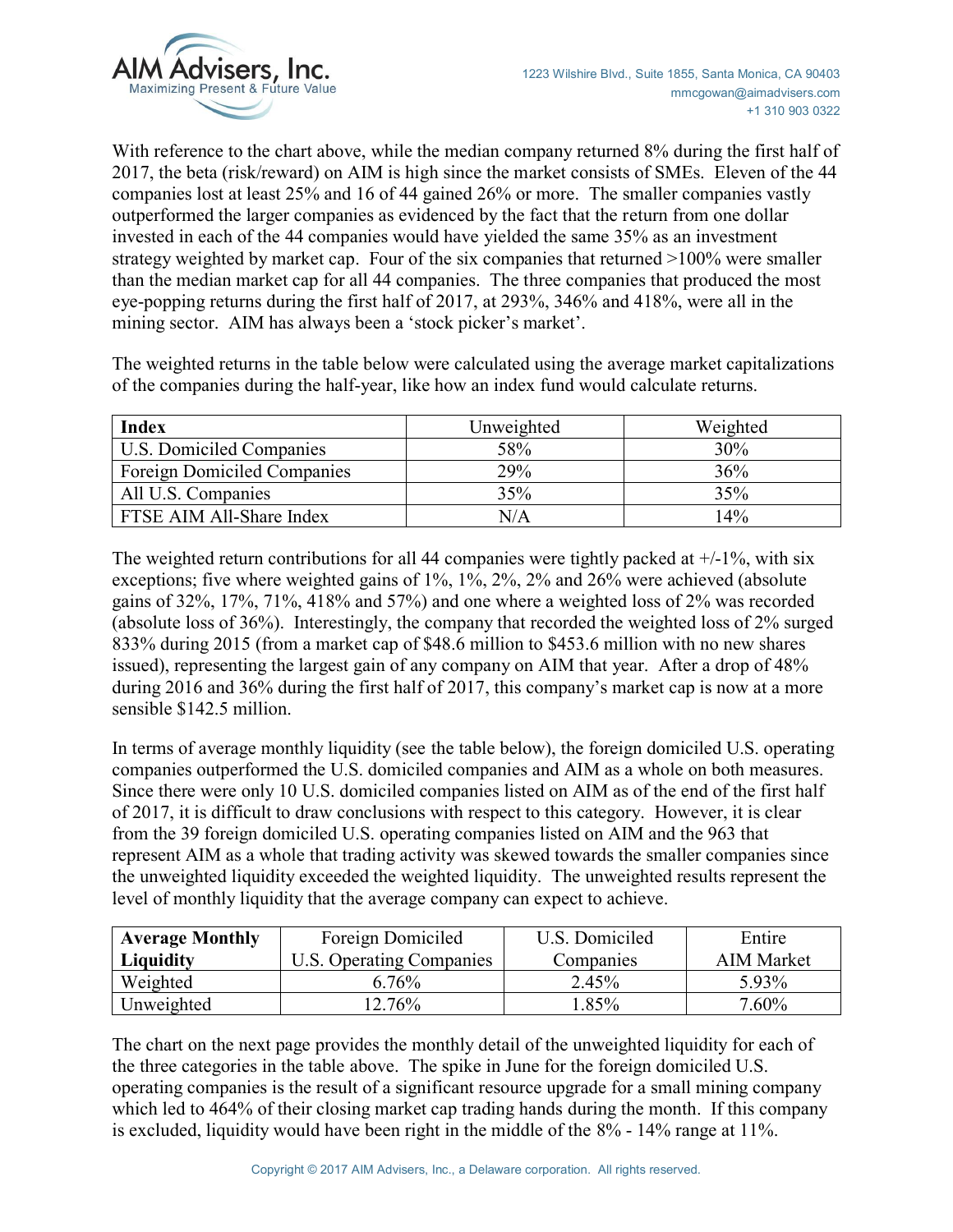With reference to the chart above, while the median company returned 8% during the first half of 2017, the beta (risk/reward) on AIM is high since the market consists of SMEs. Eleven of the 44 companies lost at least 25% and 16 of 44 gained 26% or more. The smaller companies vastly outperformed the larger companies as evidenced by the fact that the return from one dollar invested in each of the 44 companies would have yielded the same 35% as an investment strategy weighted by market cap. Four of the six companies that returned >100% were smaller than the median market cap for all 44 companies. The three companies that produced the most eye-popping returns during the first half of 2017, at 293%, 346% and 418%, were all in the mining sector. AIM has always been a 'stock picker's market'.

The weighted returns in the table below were calculated using the average market capitalizations of the companies during the half-year, like how an index fund would calculate returns.

| Index | Unweighted | Weighted |
|---|---|---|
| U.S. Domiciled Companies | 58% | 30% |
| Foreign Domiciled Companies | 29% | 36% |
| All U.S. Companies | 35% | 35% |
| FTSE AIM All-Share Index | N/A | 14% |

The weighted return contributions for all 44 companies were tightly packed at +/-1%, with six exceptions; five where weighted gains of 1%, 1%, 2%, 2% and 26% were achieved (absolute gains of 32%, 17%, 71%, 418% and 57%) and one where a weighted loss of 2% was recorded (absolute loss of 36%). Interestingly, the company that recorded the weighted loss of 2% surged 833% during 2015 (from a market cap of $48.6 million to $453.6 million with no new shares issued), representing the largest gain of any company on AIM that year. After a drop of 48% during 2016 and 36% during the first half of 2017, this company's market cap is now at a more sensible $142.5 million.

In terms of average monthly liquidity (see the table below), the foreign domiciled U.S. operating companies outperformed the U.S. domiciled companies and AIM as a whole on both measures. Since there were only 10 U.S. domiciled companies listed on AIM as of the end of the first half of 2017, it is difficult to draw conclusions with respect to this category. However, it is clear from the 39 foreign domiciled U.S. operating companies listed on AIM and the 963 that represent AIM as a whole that trading activity was skewed towards the smaller companies since the unweighted liquidity exceeded the weighted liquidity. The unweighted results represent the level of monthly liquidity that the average company can expect to achieve.

| Average Monthly Liquidity | Foreign Domiciled U.S. Operating Companies | U.S. Domiciled Companies | Entire AIM Market |
|---|---|---|---|
| Weighted | 6.76% | 2.45% | 5.93% |
| Unweighted | 12.76% | 1.85% | 7.60% |

The chart on the next page provides the monthly detail of the unweighted liquidity for each of the three categories in the table above. The spike in June for the foreign domiciled U.S. operating companies is the result of a significant resource upgrade for a small mining company which led to 464% of their closing market cap trading hands during the month. If this company is excluded, liquidity would have been right in the middle of the 8% - 14% range at 11%.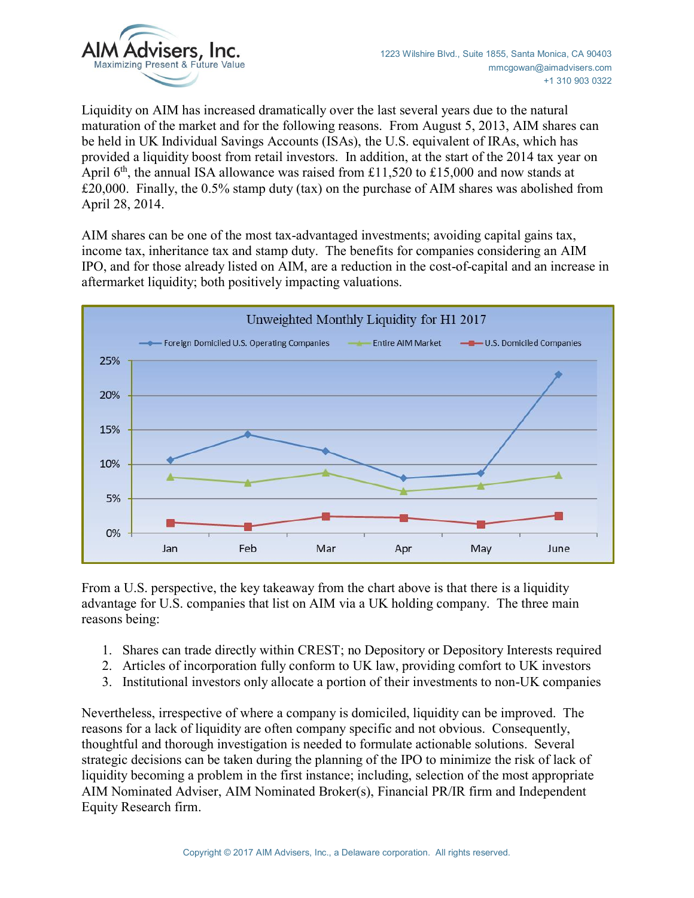Liquidity on AIM has increased dramatically over the last several years due to the natural maturation of the market and for the following reasons. From August 5, 2013, AIM shares can be held in UK Individual Savings Accounts (ISAs), the U.S. equivalent of IRAs, which has provided a liquidity boost from retail investors. In addition, at the start of the 2014 tax year on April 6th, the annual ISA allowance was raised from £11,520 to £15,000 and now stands at £20,000. Finally, the 0.5% stamp duty (tax) on the purchase of AIM shares was abolished from April 28, 2014.

AIM shares can be one of the most tax-advantaged investments; avoiding capital gains tax, income tax, inheritance tax and stamp duty. The benefits for companies considering an AIM IPO, and for those already listed on AIM, are a reduction in the cost-of-capital and an increase in aftermarket liquidity; both positively impacting valuations.

Unweighted Monthly Liquidity for H1 2017

Foreign Domiciled U.S. Operating Companies
Entire AIM Market
U.S. Domiciled Companies

25%
20%
15%
10%
5%
0%

Jan
Feb
Mar
Apr
May
June

From a U.S. perspective, the key takeaway from the chart above is that there is a liquidity advantage for U.S. companies that list on AIM via a UK holding company. The three main reasons being:

1. Shares can trade directly within CREST; no Depository or Depository Interests required
2. Articles of incorporation fully conform to UK law, providing comfort to UK investors
3. Institutional investors only allocate a portion of their investments to non-UK companies

Nevertheless, irrespective of where a company is domiciled, liquidity can be improved. The reasons for a lack of liquidity are often company specific and not obvious. Consequently, thoughtful and thorough investigation is needed to formulate actionable solutions. Several strategic decisions can be taken during the planning of the IPO to minimize the risk of lack of liquidity becoming a problem in the first instance; including, selection of the most appropriate AIM Nominated Adviser, AIM Nominated Broker(s), Financial PR/IR firm and Independent Equity Research firm.